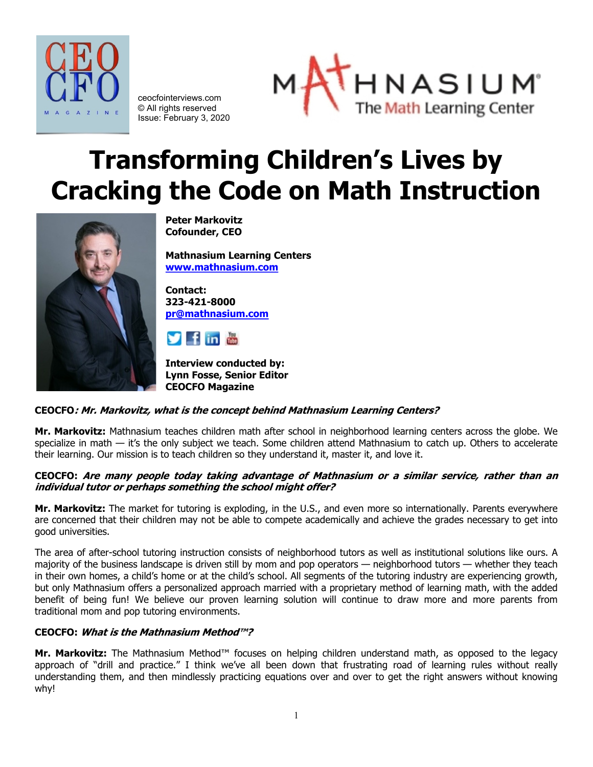ceocfointerviews.com
© All rights reserved
Issue: February 3, 2020

# Transforming Children's Lives by Cracking the Code on Math Instruction

**Peter Markovitz**
**Cofounder, CEO**

**Mathnasium Learning Centers**
**[www.mathnasium.com](http://www.mathnasium.com)**

**Contact:**
**323-421-8000**
**[pr@mathnasium.com](mailto:pr@mathnasium.com)**

**Interview conducted by:**
**Lynn Fosse, Senior Editor**
**CEOCFO Magazine**

**CEOCFO*: Mr. Markovitz, what is the concept behind Mathnasium Learning Centers?***

**Mr. Markovitz:** Mathnasium teaches children math after school in neighborhood learning centers across the globe. We specialize in math — it's the only subject we teach. Some children attend Mathnasium to catch up. Others to accelerate their learning. Our mission is to teach children so they understand it, master it, and love it.

**CEOCFO: *Are many people today taking advantage of Mathnasium or a similar service, rather than an individual tutor or perhaps something the school might offer?***

**Mr. Markovitz:** The market for tutoring is exploding, in the U.S., and even more so internationally. Parents everywhere are concerned that their children may not be able to compete academically and achieve the grades necessary to get into good universities.

The area of after-school tutoring instruction consists of neighborhood tutors as well as institutional solutions like ours. A majority of the business landscape is driven still by mom and pop operators — neighborhood tutors — whether they teach in their own homes, a child's home or at the child's school. All segments of the tutoring industry are experiencing growth, but only Mathnasium offers a personalized approach married with a proprietary method of learning math, with the added benefit of being fun! We believe our proven learning solution will continue to draw more and more parents from traditional mom and pop tutoring environments.

**CEOCFO: *What is the Mathnasium Method™?***

**Mr. Markovitz:** The Mathnasium Method™ focuses on helping children understand math, as opposed to the legacy approach of "drill and practice." I think we've all been down that frustrating road of learning rules without really understanding them, and then mindlessly practicing equations over and over to get the right answers without knowing why!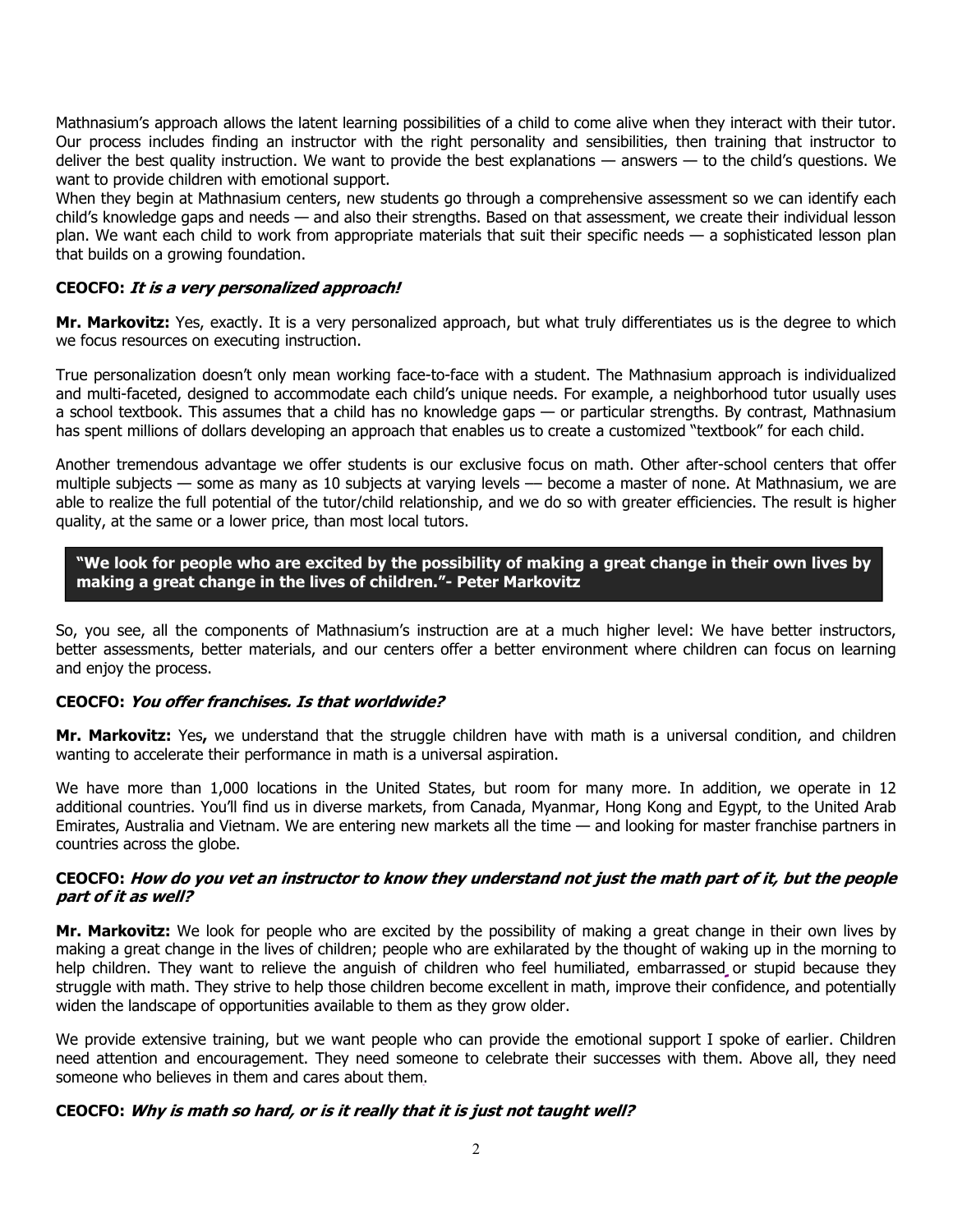Mathnasium's approach allows the latent learning possibilities of a child to come alive when they interact with their tutor. Our process includes finding an instructor with the right personality and sensibilities, then training that instructor to deliver the best quality instruction. We want to provide the best explanations — answers — to the child's questions. We want to provide children with emotional support.

When they begin at Mathnasium centers, new students go through a comprehensive assessment so we can identify each child's knowledge gaps and needs — and also their strengths. Based on that assessment, we create their individual lesson plan. We want each child to work from appropriate materials that suit their specific needs — a sophisticated lesson plan that builds on a growing foundation.

**CEOCFO: *It is a very personalized approach!***

**Mr. Markovitz:** Yes, exactly. It is a very personalized approach, but what truly differentiates us is the degree to which we focus resources on executing instruction.

True personalization doesn't only mean working face-to-face with a student. The Mathnasium approach is individualized and multi-faceted, designed to accommodate each child's unique needs. For example, a neighborhood tutor usually uses a school textbook. This assumes that a child has no knowledge gaps — or particular strengths. By contrast, Mathnasium has spent millions of dollars developing an approach that enables us to create a customized "textbook" for each child.

Another tremendous advantage we offer students is our exclusive focus on math. Other after-school centers that offer multiple subjects — some as many as 10 subjects at varying levels –– become a master of none. At Mathnasium, we are able to realize the full potential of the tutor/child relationship, and we do so with greater efficiencies. The result is higher quality, at the same or a lower price, than most local tutors.

> **"We look for people who are excited by the possibility of making a great change in their own lives by making a great change in the lives of children."- Peter Markovitz**

So, you see, all the components of Mathnasium's instruction are at a much higher level: We have better instructors, better assessments, better materials, and our centers offer a better environment where children can focus on learning and enjoy the process.

**CEOCFO: *You offer franchises. Is that worldwide?***

**Mr. Markovitz:** Yes**,** we understand that the struggle children have with math is a universal condition, and children wanting to accelerate their performance in math is a universal aspiration.

We have more than 1,000 locations in the United States, but room for many more. In addition, we operate in 12 additional countries. You'll find us in diverse markets, from Canada, Myanmar, Hong Kong and Egypt, to the United Arab Emirates, Australia and Vietnam. We are entering new markets all the time — and looking for master franchise partners in countries across the globe.

**CEOCFO: *How do you vet an instructor to know they understand not just the math part of it, but the people part of it as well?***

**Mr. Markovitz:** We look for people who are excited by the possibility of making a great change in their own lives by making a great change in the lives of children; people who are exhilarated by the thought of waking up in the morning to help children. They want to relieve the anguish of children who feel humiliated, embarrassed, or stupid because they struggle with math. They strive to help those children become excellent in math, improve their confidence, and potentially widen the landscape of opportunities available to them as they grow older.

We provide extensive training, but we want people who can provide the emotional support I spoke of earlier. Children need attention and encouragement. They need someone to celebrate their successes with them. Above all, they need someone who believes in them and cares about them.

**CEOCFO: *Why is math so hard, or is it really that it is just not taught well?***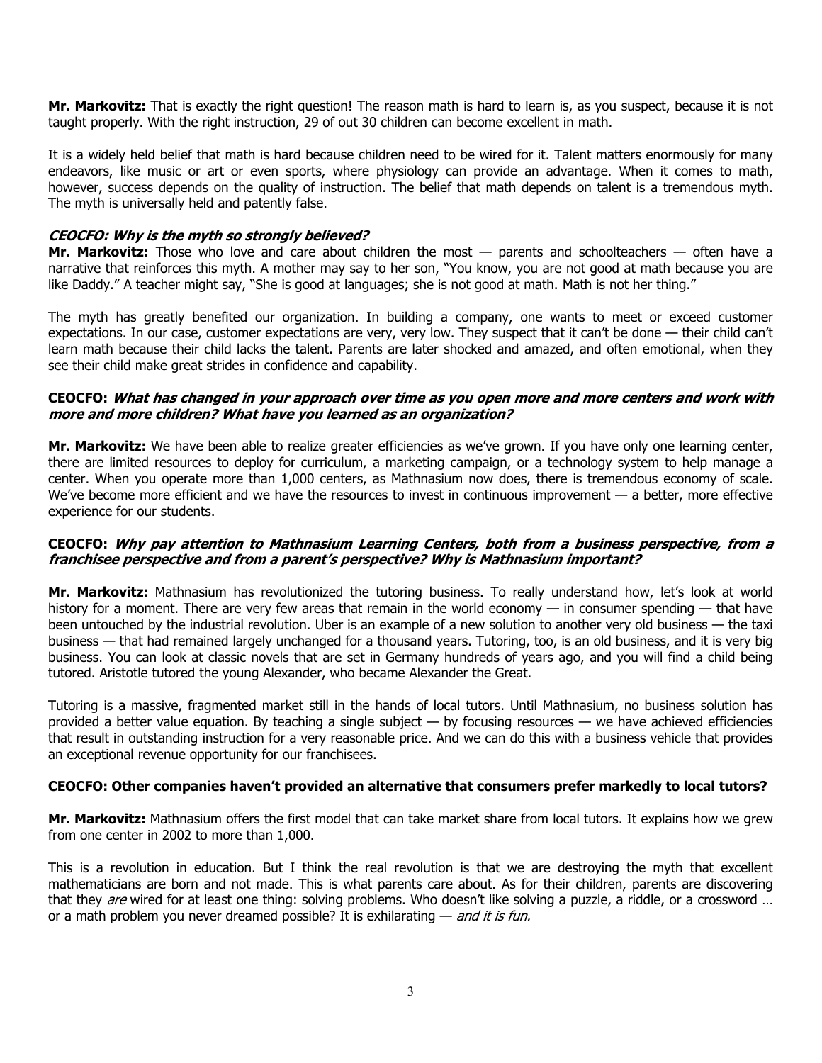**Mr. Markovitz:** That is exactly the right question! The reason math is hard to learn is, as you suspect, because it is not taught properly. With the right instruction, 29 of out 30 children can become excellent in math.

It is a widely held belief that math is hard because children need to be wired for it. Talent matters enormously for many endeavors, like music or art or even sports, where physiology can provide an advantage. When it comes to math, however, success depends on the quality of instruction. The belief that math depends on talent is a tremendous myth. The myth is universally held and patently false.

***CEOCFO: Why is the myth so strongly believed?***

**Mr. Markovitz:** Those who love and care about children the most — parents and schoolteachers — often have a narrative that reinforces this myth. A mother may say to her son, "You know, you are not good at math because you are like Daddy." A teacher might say, "She is good at languages; she is not good at math. Math is not her thing."

The myth has greatly benefited our organization. In building a company, one wants to meet or exceed customer expectations. In our case, customer expectations are very, very low. They suspect that it can't be done — their child can't learn math because their child lacks the talent. Parents are later shocked and amazed, and often emotional, when they see their child make great strides in confidence and capability.

**CEOCFO: *What has changed in your approach over time as you open more and more centers and work with more and more children? What have you learned as an organization?***

**Mr. Markovitz:** We have been able to realize greater efficiencies as we've grown. If you have only one learning center, there are limited resources to deploy for curriculum, a marketing campaign, or a technology system to help manage a center. When you operate more than 1,000 centers, as Mathnasium now does, there is tremendous economy of scale. We've become more efficient and we have the resources to invest in continuous improvement — a better, more effective experience for our students.

**CEOCFO: *Why pay attention to Mathnasium Learning Centers, both from a business perspective, from a franchisee perspective and from a parent's perspective? Why is Mathnasium important?***

**Mr. Markovitz:** Mathnasium has revolutionized the tutoring business. To really understand how, let's look at world history for a moment. There are very few areas that remain in the world economy — in consumer spending — that have been untouched by the industrial revolution. Uber is an example of a new solution to another very old business — the taxi business — that had remained largely unchanged for a thousand years. Tutoring, too, is an old business, and it is very big business. You can look at classic novels that are set in Germany hundreds of years ago, and you will find a child being tutored. Aristotle tutored the young Alexander, who became Alexander the Great.

Tutoring is a massive, fragmented market still in the hands of local tutors. Until Mathnasium, no business solution has provided a better value equation. By teaching a single subject — by focusing resources — we have achieved efficiencies that result in outstanding instruction for a very reasonable price. And we can do this with a business vehicle that provides an exceptional revenue opportunity for our franchisees.

**CEOCFO: Other companies haven't provided an alternative that consumers prefer markedly to local tutors?**

**Mr. Markovitz:** Mathnasium offers the first model that can take market share from local tutors. It explains how we grew from one center in 2002 to more than 1,000.

This is a revolution in education. But I think the real revolution is that we are destroying the myth that excellent mathematicians are born and not made. This is what parents care about. As for their children, parents are discovering that they *are* wired for at least one thing: solving problems. Who doesn't like solving a puzzle, a riddle, or a crossword … or a math problem you never dreamed possible? It is exhilarating — *and it is fun.*